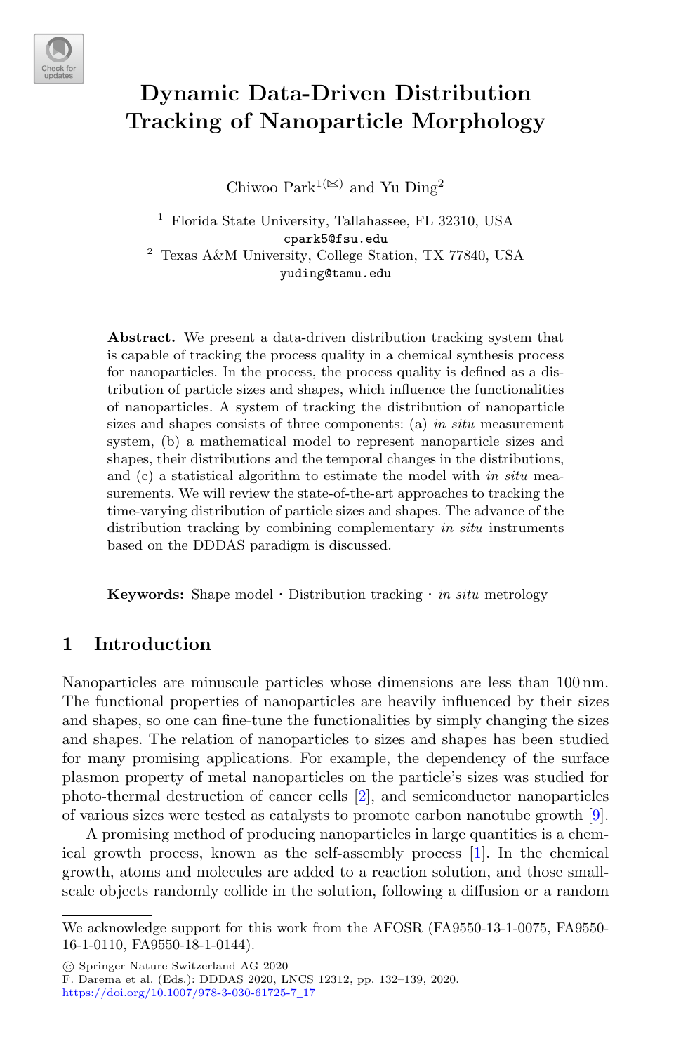# Dynamic Data-Driven Distribution Tracking of Nanoparticle Morphology

Chiwoo Park[1(✉)] and Yu Ding[2]

[1] Florida State University, Tallahassee, FL 32310, USA
cpark5@fsu.edu

[2] Texas A&M University, College Station, TX 77840, USA
yuding@tamu.edu

**Abstract.** We present a data-driven distribution tracking system that is capable of tracking the process quality in a chemical synthesis process for nanoparticles. In the process, the process quality is defined as a distribution of particle sizes and shapes, which influence the functionalities of nanoparticles. A system of tracking the distribution of nanoparticle sizes and shapes consists of three components: (a) *in situ* measurement system, (b) a mathematical model to represent nanoparticle sizes and shapes, their distributions and the temporal changes in the distributions, and (c) a statistical algorithm to estimate the model with *in situ* measurements. We will review the state-of-the-art approaches to tracking the time-varying distribution of particle sizes and shapes. The advance of the distribution tracking by combining complementary *in situ* instruments based on the DDDAS paradigm is discussed.

**Keywords:** Shape model · Distribution tracking · *in situ* metrology

## 1 Introduction

Nanoparticles are minuscule particles whose dimensions are less than 100 nm. The functional properties of nanoparticles are heavily influenced by their sizes and shapes, so one can fine-tune the functionalities by simply changing the sizes and shapes. The relation of nanoparticles to sizes and shapes has been studied for many promising applications. For example, the dependency of the surface plasmon property of metal nanoparticles on the particle's sizes was studied for photo-thermal destruction of cancer cells [2], and semiconductor nanoparticles of various sizes were tested as catalysts to promote carbon nanotube growth [9].

A promising method of producing nanoparticles in large quantities is a chemical growth process, known as the self-assembly process [1]. In the chemical growth, atoms and molecules are added to a reaction solution, and those small-scale objects randomly collide in the solution, following a diffusion or a random

---

We acknowledge support for this work from the AFOSR (FA9550-13-1-0075, FA9550-16-1-0110, FA9550-18-1-0144).

© Springer Nature Switzerland AG 2020
F. Darema et al. (Eds.): DDDAS 2020, LNCS 12312, pp. 132–139, 2020.
https://doi.org/10.1007/978-3-030-61725-7_17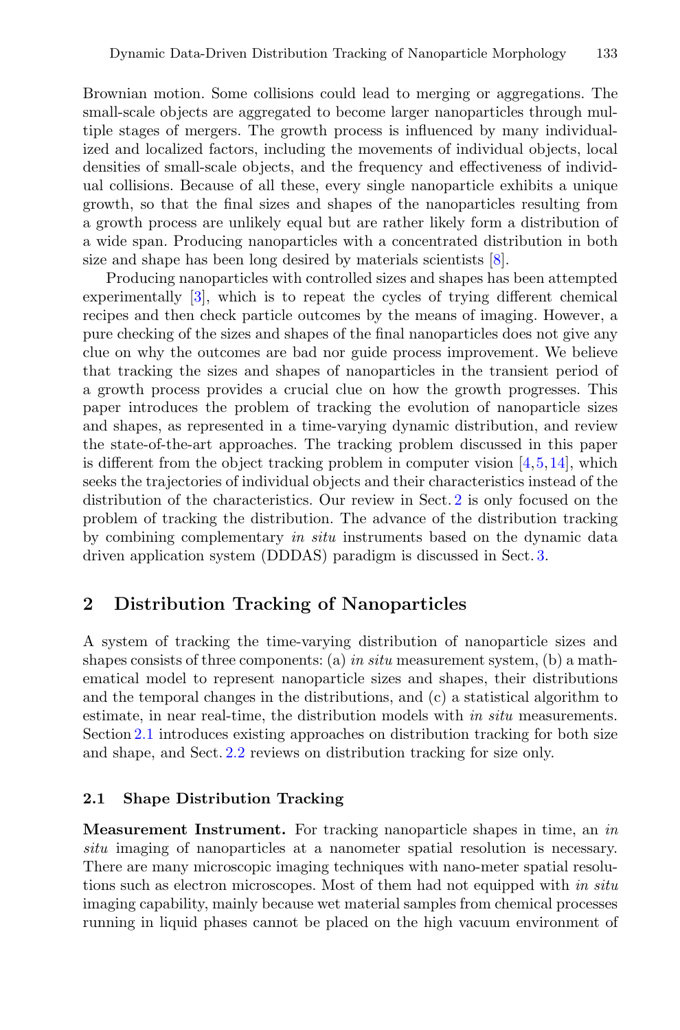Brownian motion. Some collisions could lead to merging or aggregations. The small-scale objects are aggregated to become larger nanoparticles through multiple stages of mergers. The growth process is influenced by many individualized and localized factors, including the movements of individual objects, local densities of small-scale objects, and the frequency and effectiveness of individual collisions. Because of all these, every single nanoparticle exhibits a unique growth, so that the final sizes and shapes of the nanoparticles resulting from a growth process are unlikely equal but are rather likely form a distribution of a wide span. Producing nanoparticles with a concentrated distribution in both size and shape has been long desired by materials scientists [8].

Producing nanoparticles with controlled sizes and shapes has been attempted experimentally [3], which is to repeat the cycles of trying different chemical recipes and then check particle outcomes by the means of imaging. However, a pure checking of the sizes and shapes of the final nanoparticles does not give any clue on why the outcomes are bad nor guide process improvement. We believe that tracking the sizes and shapes of nanoparticles in the transient period of a growth process provides a crucial clue on how the growth progresses. This paper introduces the problem of tracking the evolution of nanoparticle sizes and shapes, as represented in a time-varying dynamic distribution, and review the state-of-the-art approaches. The tracking problem discussed in this paper is different from the object tracking problem in computer vision [4,5,14], which seeks the trajectories of individual objects and their characteristics instead of the distribution of the characteristics. Our review in Sect. 2 is only focused on the problem of tracking the distribution. The advance of the distribution tracking by combining complementary *in situ* instruments based on the dynamic data driven application system (DDDAS) paradigm is discussed in Sect. 3.

## 2 Distribution Tracking of Nanoparticles

A system of tracking the time-varying distribution of nanoparticle sizes and shapes consists of three components: (a) *in situ* measurement system, (b) a mathematical model to represent nanoparticle sizes and shapes, their distributions and the temporal changes in the distributions, and (c) a statistical algorithm to estimate, in near real-time, the distribution models with *in situ* measurements. Section 2.1 introduces existing approaches on distribution tracking for both size and shape, and Sect. 2.2 reviews on distribution tracking for size only.

### 2.1 Shape Distribution Tracking

**Measurement Instrument.** For tracking nanoparticle shapes in time, an *in situ* imaging of nanoparticles at a nanometer spatial resolution is necessary. There are many microscopic imaging techniques with nano-meter spatial resolutions such as electron microscopes. Most of them had not equipped with *in situ* imaging capability, mainly because wet material samples from chemical processes running in liquid phases cannot be placed on the high vacuum environment of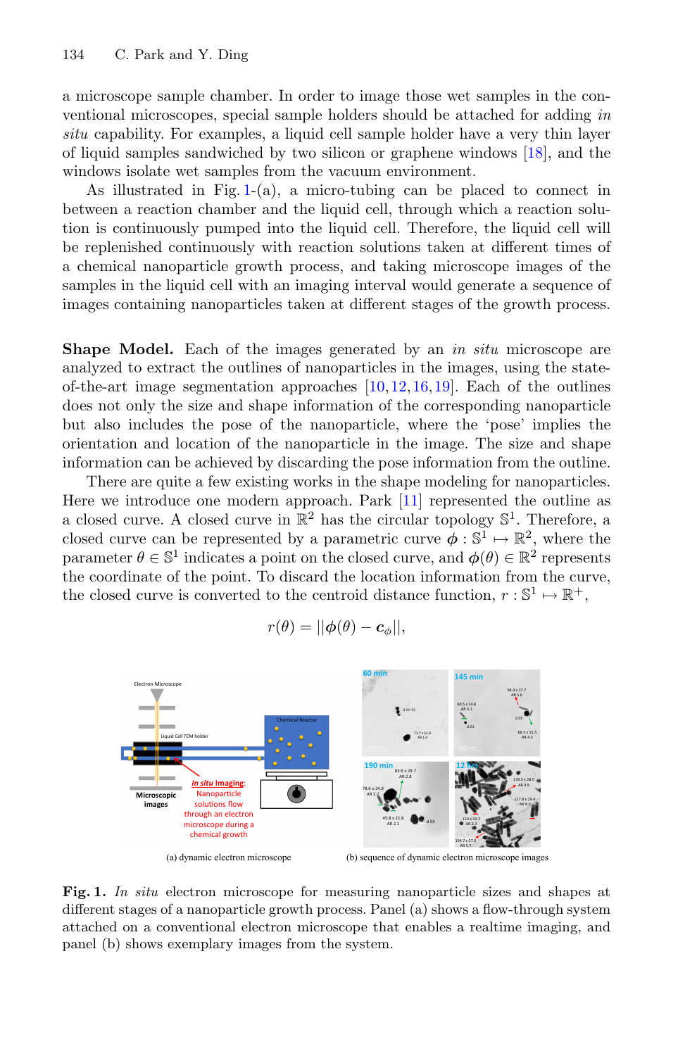a microscope sample chamber. In order to image those wet samples in the conventional microscopes, special sample holders should be attached for adding *in situ* capability. For examples, a liquid cell sample holder have a very thin layer of liquid samples sandwiched by two silicon or graphene windows [18], and the windows isolate wet samples from the vacuum environment.

As illustrated in Fig. 1-(a), a micro-tubing can be placed to connect in between a reaction chamber and the liquid cell, through which a reaction solution is continuously pumped into the liquid cell. Therefore, the liquid cell will be replenished continuously with reaction solutions taken at different times of a chemical nanoparticle growth process, and taking microscope images of the samples in the liquid cell with an imaging interval would generate a sequence of images containing nanoparticles taken at different stages of the growth process.

**Shape Model.** Each of the images generated by an *in situ* microscope are analyzed to extract the outlines of nanoparticles in the images, using the state-of-the-art image segmentation approaches [10,12,16,19]. Each of the outlines does not only the size and shape information of the corresponding nanoparticle but also includes the pose of the nanoparticle, where the 'pose' implies the orientation and location of the nanoparticle in the image. The size and shape information can be achieved by discarding the pose information from the outline.

There are quite a few existing works in the shape modeling for nanoparticles. Here we introduce one modern approach. Park [11] represented the outline as a closed curve. A closed curve in $\mathbb{R}^2$ has the circular topology $\mathbb{S}^1$. Therefore, a closed curve can be represented by a parametric curve $\boldsymbol{\phi} : \mathbb{S}^1 \mapsto \mathbb{R}^2$, where the parameter $\theta \in \mathbb{S}^1$ indicates a point on the closed curve, and $\boldsymbol{\phi}(\theta) \in \mathbb{R}^2$ represents the coordinate of the point. To discard the location information from the curve, the closed curve is converted to the centroid distance function, $r : \mathbb{S}^1 \mapsto \mathbb{R}^+$,

$$r(\theta) = ||\boldsymbol{\phi}(\theta) - \boldsymbol{c}_{\phi}||,$$

(a) dynamic electron microscope

(b) sequence of dynamic electron microscope images

**Fig. 1.** *In situ* electron microscope for measuring nanoparticle sizes and shapes at different stages of a nanoparticle growth process. Panel (a) shows a flow-through system attached on a conventional electron microscope that enables a realtime imaging, and panel (b) shows exemplary images from the system.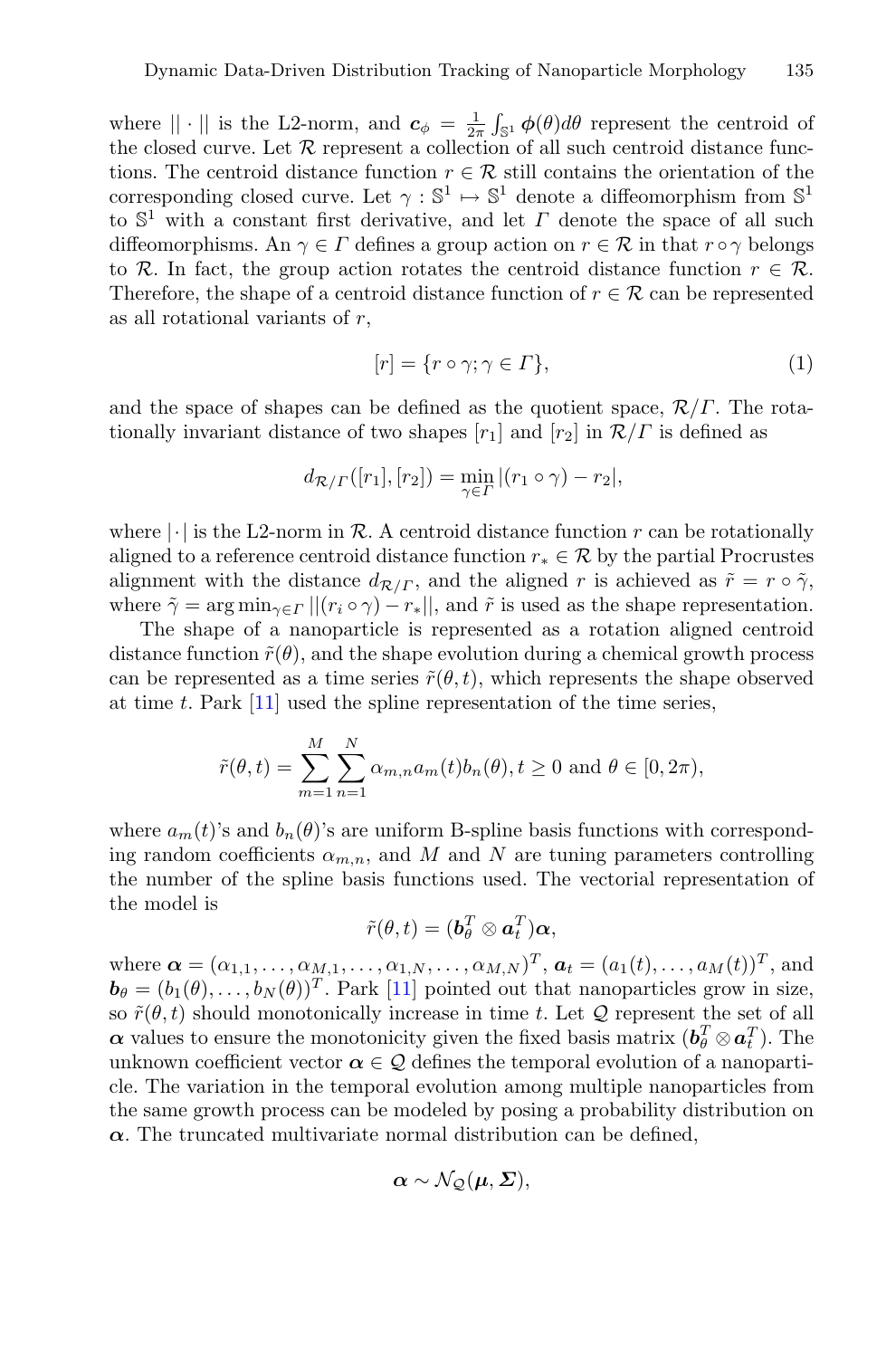where $|| \cdot ||$ is the L2-norm, and $\boldsymbol{c}_\phi = \frac{1}{2\pi} \int_{\mathbb{S}^1} \boldsymbol{\phi}(\theta) d\theta$ represent the centroid of the closed curve. Let $\mathcal{R}$ represent a collection of all such centroid distance functions. The centroid distance function $r \in \mathcal{R}$ still contains the orientation of the corresponding closed curve. Let $\gamma : \mathbb{S}^1 \mapsto \mathbb{S}^1$ denote a diffeomorphism from $\mathbb{S}^1$ to $\mathbb{S}^1$ with a constant first derivative, and let $\Gamma$ denote the space of all such diffeomorphisms. An $\gamma \in \Gamma$ defines a group action on $r \in \mathcal{R}$ in that $r \circ \gamma$ belongs to $\mathcal{R}$. In fact, the group action rotates the centroid distance function $r \in \mathcal{R}$. Therefore, the shape of a centroid distance function of $r \in \mathcal{R}$ can be represented as all rotational variants of $r$,

$$[r] = \{r \circ \gamma; \gamma \in \Gamma\}, \tag{1}$$

and the space of shapes can be defined as the quotient space, $\mathcal{R}/\Gamma$. The rotationally invariant distance of two shapes $[r_1]$ and $[r_2]$ in $\mathcal{R}/\Gamma$ is defined as

$$d_{\mathcal{R}/\Gamma}([r_1], [r_2]) = \min_{\gamma \in \Gamma} |(r_1 \circ \gamma) - r_2|,$$

where $|\cdot|$ is the L2-norm in $\mathcal{R}$. A centroid distance function $r$ can be rotationally aligned to a reference centroid distance function $r_* \in \mathcal{R}$ by the partial Procrustes alignment with the distance $d_{\mathcal{R}/\Gamma}$, and the aligned $r$ is achieved as $\tilde{r} = r \circ \tilde{\gamma}$, where $\tilde{\gamma} = \arg\min_{\gamma \in \Gamma} ||(r_i \circ \gamma) - r_*||$, and $\tilde{r}$ is used as the shape representation.

The shape of a nanoparticle is represented as a rotation aligned centroid distance function $\tilde{r}(\theta)$, and the shape evolution during a chemical growth process can be represented as a time series $\tilde{r}(\theta, t)$, which represents the shape observed at time $t$. Park [11] used the spline representation of the time series,

$$\tilde{r}(\theta, t) = \sum_{m=1}^{M} \sum_{n=1}^{N} \alpha_{m,n} a_m(t) b_n(\theta), t \geq 0 \text{ and } \theta \in [0, 2\pi),$$

where $a_m(t)$'s and $b_n(\theta)$'s are uniform B-spline basis functions with corresponding random coefficients $\alpha_{m,n}$, and $M$ and $N$ are tuning parameters controlling the number of the spline basis functions used. The vectorial representation of the model is

$$\tilde{r}(\theta, t) = (\boldsymbol{b}_\theta^T \otimes \boldsymbol{a}_t^T)\boldsymbol{\alpha},$$

where $\boldsymbol{\alpha} = (\alpha_{1,1}, \ldots, \alpha_{M,1}, \ldots, \alpha_{1,N}, \ldots, \alpha_{M,N})^T$, $\boldsymbol{a}_t = (a_1(t), \ldots, a_M(t))^T$, and $\boldsymbol{b}_\theta = (b_1(\theta), \ldots, b_N(\theta))^T$. Park [11] pointed out that nanoparticles grow in size, so $\tilde{r}(\theta, t)$ should monotonically increase in time $t$. Let $\mathcal{Q}$ represent the set of all $\boldsymbol{\alpha}$ values to ensure the monotonicity given the fixed basis matrix $(\boldsymbol{b}_\theta^T \otimes \boldsymbol{a}_t^T)$. The unknown coefficient vector $\boldsymbol{\alpha} \in \mathcal{Q}$ defines the temporal evolution of a nanoparticle. The variation in the temporal evolution among multiple nanoparticles from the same growth process can be modeled by posing a probability distribution on $\boldsymbol{\alpha}$. The truncated multivariate normal distribution can be defined,

$$\boldsymbol{\alpha} \sim \mathcal{N}_{\mathcal{Q}}(\boldsymbol{\mu}, \boldsymbol{\Sigma}),$$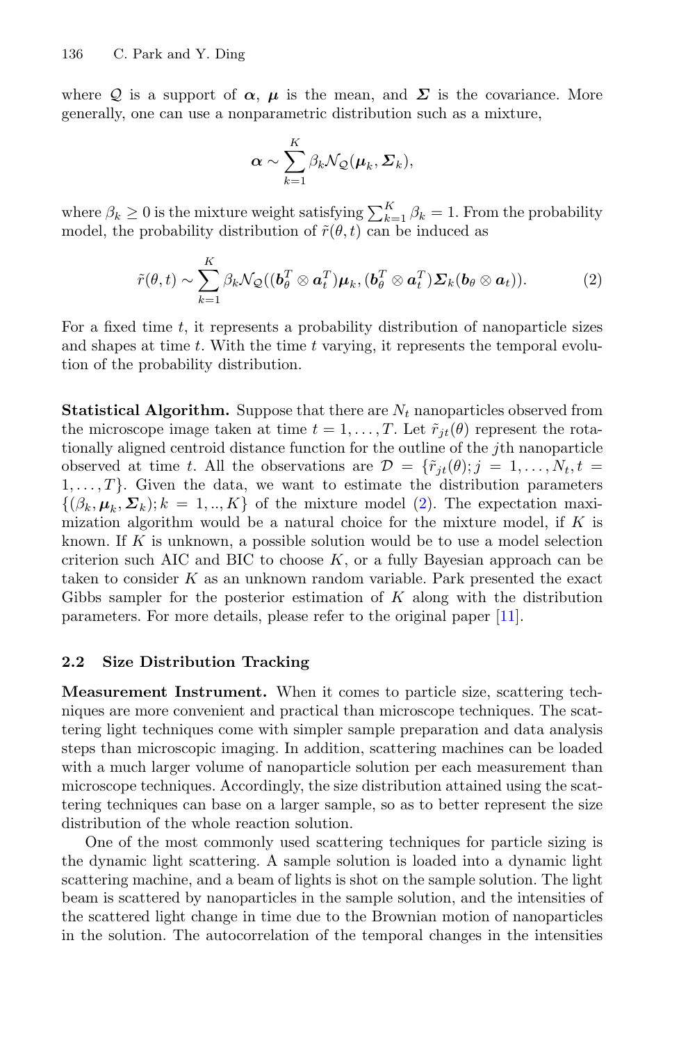where $\mathcal{Q}$ is a support of $\boldsymbol{\alpha}$, $\boldsymbol{\mu}$ is the mean, and $\boldsymbol{\Sigma}$ is the covariance. More generally, one can use a nonparametric distribution such as a mixture,

$$\boldsymbol{\alpha} \sim \sum_{k=1}^{K} \beta_k \mathcal{N}_{\mathcal{Q}}(\boldsymbol{\mu}_k, \boldsymbol{\Sigma}_k),$$

where $\beta_k \geq 0$ is the mixture weight satisfying $\sum_{k=1}^{K} \beta_k = 1$. From the probability model, the probability distribution of $\tilde{r}(\theta, t)$ can be induced as

$$\tilde{r}(\theta, t) \sim \sum_{k=1}^{K} \beta_k \mathcal{N}_{\mathcal{Q}}((\boldsymbol{b}_\theta^T \otimes \boldsymbol{a}_t^T)\boldsymbol{\mu}_k, (\boldsymbol{b}_\theta^T \otimes \boldsymbol{a}_t^T)\boldsymbol{\Sigma}_k(\boldsymbol{b}_\theta \otimes \boldsymbol{a}_t)). \tag{2}$$

For a fixed time $t$, it represents a probability distribution of nanoparticle sizes and shapes at time $t$. With the time $t$ varying, it represents the temporal evolution of the probability distribution.

**Statistical Algorithm.** Suppose that there are $N_t$ nanoparticles observed from the microscope image taken at time $t = 1, \ldots, T$. Let $\tilde{r}_{jt}(\theta)$ represent the rotationally aligned centroid distance function for the outline of the $j$th nanoparticle observed at time $t$. All the observations are $\mathcal{D} = \{\tilde{r}_{jt}(\theta); j = 1, \ldots, N_t, t = 1, \ldots, T\}$. Given the data, we want to estimate the distribution parameters $\{(\beta_k, \boldsymbol{\mu}_k, \boldsymbol{\Sigma}_k); k = 1, .., K\}$ of the mixture model (2). The expectation maximization algorithm would be a natural choice for the mixture model, if $K$ is known. If $K$ is unknown, a possible solution would be to use a model selection criterion such AIC and BIC to choose $K$, or a fully Bayesian approach can be taken to consider $K$ as an unknown random variable. Park presented the exact Gibbs sampler for the posterior estimation of $K$ along with the distribution parameters. For more details, please refer to the original paper [11].

### 2.2 Size Distribution Tracking

**Measurement Instrument.** When it comes to particle size, scattering techniques are more convenient and practical than microscope techniques. The scattering light techniques come with simpler sample preparation and data analysis steps than microscopic imaging. In addition, scattering machines can be loaded with a much larger volume of nanoparticle solution per each measurement than microscope techniques. Accordingly, the size distribution attained using the scattering techniques can base on a larger sample, so as to better represent the size distribution of the whole reaction solution.

One of the most commonly used scattering techniques for particle sizing is the dynamic light scattering. A sample solution is loaded into a dynamic light scattering machine, and a beam of lights is shot on the sample solution. The light beam is scattered by nanoparticles in the sample solution, and the intensities of the scattered light change in time due to the Brownian motion of nanoparticles in the solution. The autocorrelation of the temporal changes in the intensities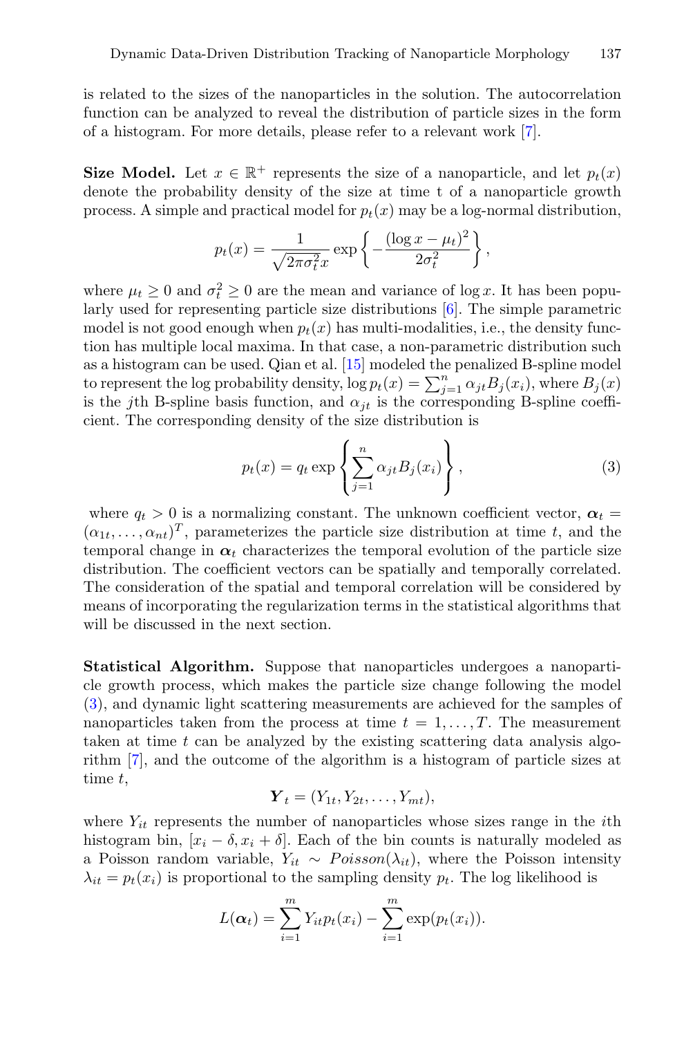is related to the sizes of the nanoparticles in the solution. The autocorrelation function can be analyzed to reveal the distribution of particle sizes in the form of a histogram. For more details, please refer to a relevant work [7].

**Size Model.** Let $x \in \mathbb{R}^+$ represents the size of a nanoparticle, and let $p_t(x)$ denote the probability density of the size at time t of a nanoparticle growth process. A simple and practical model for $p_t(x)$ may be a log-normal distribution,

$$p_t(x) = \frac{1}{\sqrt{2\pi\sigma_t^2}x} \exp\left\{-\frac{(\log x - \mu_t)^2}{2\sigma_t^2}\right\},$$

where $\mu_t \geq 0$ and $\sigma_t^2 \geq 0$ are the mean and variance of $\log x$. It has been popularly used for representing particle size distributions [6]. The simple parametric model is not good enough when $p_t(x)$ has multi-modalities, i.e., the density function has multiple local maxima. In that case, a non-parametric distribution such as a histogram can be used. Qian et al. [15] modeled the penalized B-spline model to represent the log probability density, $\log p_t(x) = \sum_{j=1}^{n} \alpha_{jt} B_j(x_i)$, where $B_j(x)$ is the $j$th B-spline basis function, and $\alpha_{jt}$ is the corresponding B-spline coefficient. The corresponding density of the size distribution is

$$p_t(x) = q_t \exp\left\{\sum_{j=1}^{n} \alpha_{jt} B_j(x_i)\right\}, \tag{3}$$

where $q_t > 0$ is a normalizing constant. The unknown coefficient vector, $\boldsymbol{\alpha}_t = (\alpha_{1t}, \ldots, \alpha_{nt})^T$, parameterizes the particle size distribution at time $t$, and the temporal change in $\boldsymbol{\alpha}_t$ characterizes the temporal evolution of the particle size distribution. The coefficient vectors can be spatially and temporally correlated. The consideration of the spatial and temporal correlation will be considered by means of incorporating the regularization terms in the statistical algorithms that will be discussed in the next section.

**Statistical Algorithm.** Suppose that nanoparticles undergoes a nanoparticle growth process, which makes the particle size change following the model (3), and dynamic light scattering measurements are achieved for the samples of nanoparticles taken from the process at time $t = 1, \ldots, T$. The measurement taken at time $t$ can be analyzed by the existing scattering data analysis algorithm [7], and the outcome of the algorithm is a histogram of particle sizes at time $t$,

$$\boldsymbol{Y}_t = (Y_{1t}, Y_{2t}, \ldots, Y_{mt}),$$

where $Y_{it}$ represents the number of nanoparticles whose sizes range in the $i$th histogram bin, $[x_i - \delta, x_i + \delta]$. Each of the bin counts is naturally modeled as a Poisson random variable, $Y_{it} \sim Poisson(\lambda_{it})$, where the Poisson intensity $\lambda_{it} = p_t(x_i)$ is proportional to the sampling density $p_t$. The log likelihood is

$$L(\boldsymbol{\alpha}_t) = \sum_{i=1}^{m} Y_{it} p_t(x_i) - \sum_{i=1}^{m} \exp(p_t(x_i)).$$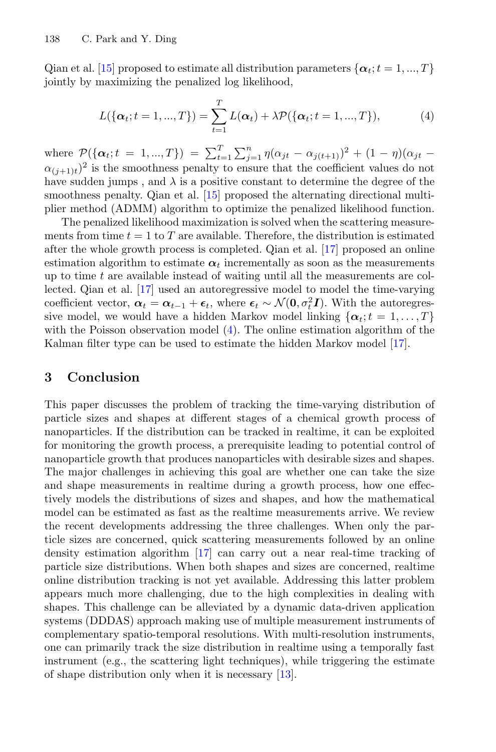Qian et al. [15] proposed to estimate all distribution parameters $\{\boldsymbol{\alpha}_t; t = 1, ..., T\}$ jointly by maximizing the penalized log likelihood,

$$L(\{\boldsymbol{\alpha}_t; t = 1, ..., T\}) = \sum_{t=1}^{T} L(\boldsymbol{\alpha}_t) + \lambda \mathcal{P}(\{\boldsymbol{\alpha}_t; t = 1, ..., T\}), \tag{4}$$

where $\mathcal{P}(\{\boldsymbol{\alpha}_t; t = 1, ..., T\}) = \sum_{t=1}^{T} \sum_{j=1}^{n} \eta(\alpha_{jt} - \alpha_{j(t+1)})^2 + (1 - \eta)(\alpha_{jt} - \alpha_{(j+1)t})^2$ is the smoothness penalty to ensure that the coefficient values do not have sudden jumps , and $\lambda$ is a positive constant to determine the degree of the smoothness penalty. Qian et al. [15] proposed the alternating directional multiplier method (ADMM) algorithm to optimize the penalized likelihood function.

The penalized likelihood maximization is solved when the scattering measurements from time $t = 1$ to $T$ are available. Therefore, the distribution is estimated after the whole growth process is completed. Qian et al. [17] proposed an online estimation algorithm to estimate $\boldsymbol{\alpha}_t$ incrementally as soon as the measurements up to time $t$ are available instead of waiting until all the measurements are collected. Qian et al. [17] used an autoregressive model to model the time-varying coefficient vector, $\boldsymbol{\alpha}_t = \boldsymbol{\alpha}_{t-1} + \boldsymbol{\epsilon}_t$, where $\boldsymbol{\epsilon}_t \sim \mathcal{N}(\mathbf{0}, \sigma_t^2 \boldsymbol{I})$. With the autoregressive model, we would have a hidden Markov model linking $\{\boldsymbol{\alpha}_t; t = 1, \ldots, T\}$ with the Poisson observation model (4). The online estimation algorithm of the Kalman filter type can be used to estimate the hidden Markov model [17].

## 3 Conclusion

This paper discusses the problem of tracking the time-varying distribution of particle sizes and shapes at different stages of a chemical growth process of nanoparticles. If the distribution can be tracked in realtime, it can be exploited for monitoring the growth process, a prerequisite leading to potential control of nanoparticle growth that produces nanoparticles with desirable sizes and shapes. The major challenges in achieving this goal are whether one can take the size and shape measurements in realtime during a growth process, how one effectively models the distributions of sizes and shapes, and how the mathematical model can be estimated as fast as the realtime measurements arrive. We review the recent developments addressing the three challenges. When only the particle sizes are concerned, quick scattering measurements followed by an online density estimation algorithm [17] can carry out a near real-time tracking of particle size distributions. When both shapes and sizes are concerned, realtime online distribution tracking is not yet available. Addressing this latter problem appears much more challenging, due to the high complexities in dealing with shapes. This challenge can be alleviated by a dynamic data-driven application systems (DDDAS) approach making use of multiple measurement instruments of complementary spatio-temporal resolutions. With multi-resolution instruments, one can primarily track the size distribution in realtime using a temporally fast instrument (e.g., the scattering light techniques), while triggering the estimate of shape distribution only when it is necessary [13].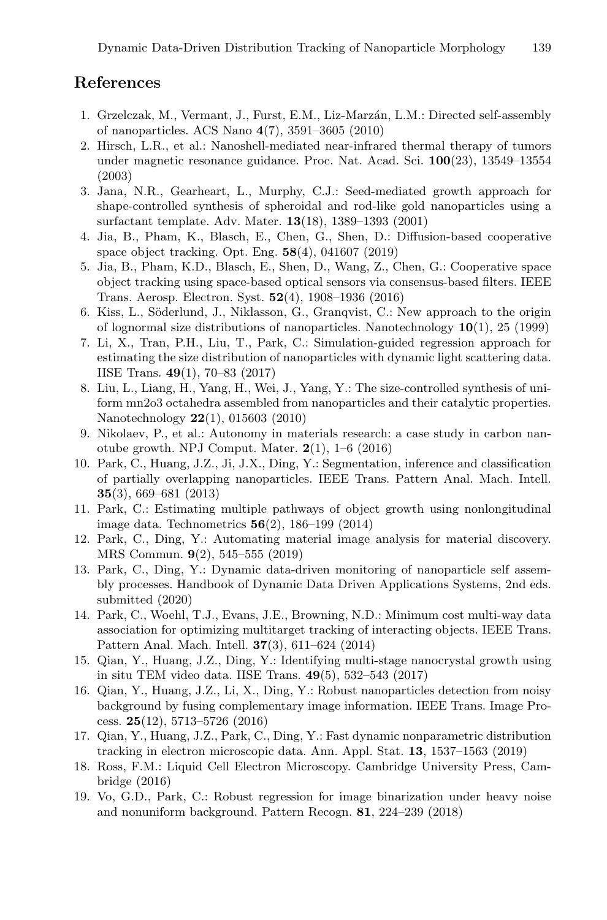## References

1. Grzelczak, M., Vermant, J., Furst, E.M., Liz-Marzán, L.M.: Directed self-assembly of nanoparticles. ACS Nano **4**(7), 3591–3605 (2010)
2. Hirsch, L.R., et al.: Nanoshell-mediated near-infrared thermal therapy of tumors under magnetic resonance guidance. Proc. Nat. Acad. Sci. **100**(23), 13549–13554 (2003)
3. Jana, N.R., Gearheart, L., Murphy, C.J.: Seed-mediated growth approach for shape-controlled synthesis of spheroidal and rod-like gold nanoparticles using a surfactant template. Adv. Mater. **13**(18), 1389–1393 (2001)
4. Jia, B., Pham, K., Blasch, E., Chen, G., Shen, D.: Diffusion-based cooperative space object tracking. Opt. Eng. **58**(4), 041607 (2019)
5. Jia, B., Pham, K.D., Blasch, E., Shen, D., Wang, Z., Chen, G.: Cooperative space object tracking using space-based optical sensors via consensus-based filters. IEEE Trans. Aerosp. Electron. Syst. **52**(4), 1908–1936 (2016)
6. Kiss, L., Söderlund, J., Niklasson, G., Granqvist, C.: New approach to the origin of lognormal size distributions of nanoparticles. Nanotechnology **10**(1), 25 (1999)
7. Li, X., Tran, P.H., Liu, T., Park, C.: Simulation-guided regression approach for estimating the size distribution of nanoparticles with dynamic light scattering data. IISE Trans. **49**(1), 70–83 (2017)
8. Liu, L., Liang, H., Yang, H., Wei, J., Yang, Y.: The size-controlled synthesis of uniform mn2o3 octahedra assembled from nanoparticles and their catalytic properties. Nanotechnology **22**(1), 015603 (2010)
9. Nikolaev, P., et al.: Autonomy in materials research: a case study in carbon nanotube growth. NPJ Comput. Mater. **2**(1), 1–6 (2016)
10. Park, C., Huang, J.Z., Ji, J.X., Ding, Y.: Segmentation, inference and classification of partially overlapping nanoparticles. IEEE Trans. Pattern Anal. Mach. Intell. **35**(3), 669–681 (2013)
11. Park, C.: Estimating multiple pathways of object growth using nonlongitudinal image data. Technometrics **56**(2), 186–199 (2014)
12. Park, C., Ding, Y.: Automating material image analysis for material discovery. MRS Commun. **9**(2), 545–555 (2019)
13. Park, C., Ding, Y.: Dynamic data-driven monitoring of nanoparticle self assembly processes. Handbook of Dynamic Data Driven Applications Systems, 2nd eds. submitted (2020)
14. Park, C., Woehl, T.J., Evans, J.E., Browning, N.D.: Minimum cost multi-way data association for optimizing multitarget tracking of interacting objects. IEEE Trans. Pattern Anal. Mach. Intell. **37**(3), 611–624 (2014)
15. Qian, Y., Huang, J.Z., Ding, Y.: Identifying multi-stage nanocrystal growth using in situ TEM video data. IISE Trans. **49**(5), 532–543 (2017)
16. Qian, Y., Huang, J.Z., Li, X., Ding, Y.: Robust nanoparticles detection from noisy background by fusing complementary image information. IEEE Trans. Image Process. **25**(12), 5713–5726 (2016)
17. Qian, Y., Huang, J.Z., Park, C., Ding, Y.: Fast dynamic nonparametric distribution tracking in electron microscopic data. Ann. Appl. Stat. **13**, 1537–1563 (2019)
18. Ross, F.M.: Liquid Cell Electron Microscopy. Cambridge University Press, Cambridge (2016)
19. Vo, G.D., Park, C.: Robust regression for image binarization under heavy noise and nonuniform background. Pattern Recogn. **81**, 224–239 (2018)